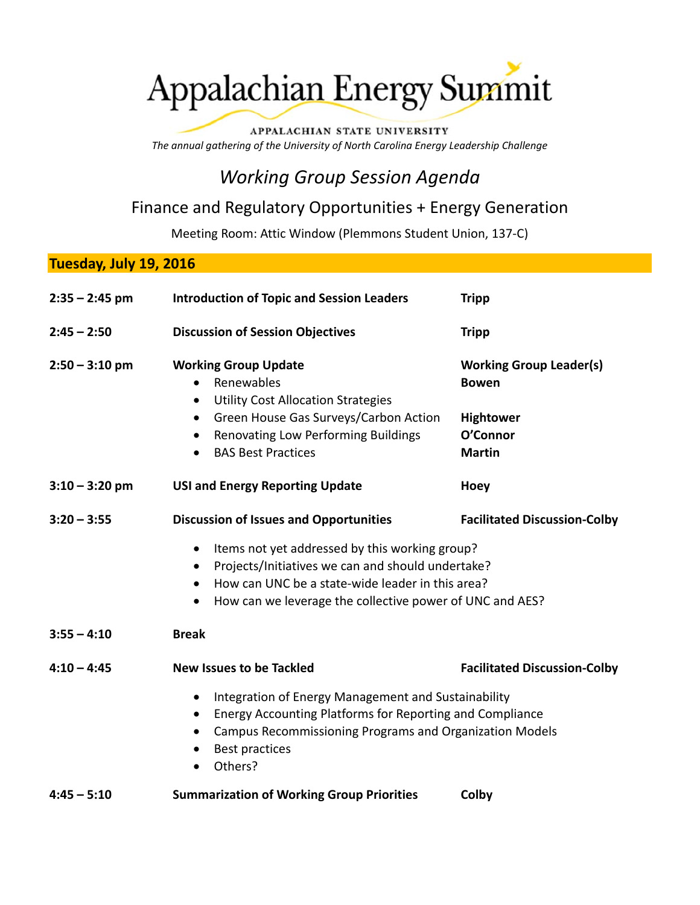# Appalachian Energy Summit

APPALACHIAN STATE UNIVERSITY

*The annual gathering of the University of North Carolina Energy Leadership Challenge*

## *Working Group Session Agenda*

### Finance and Regulatory Opportunities + Energy Generation

Meeting Room: Attic Window (Plemmons Student Union, 137-C)

**Tuesday, July 19, 2016**

| | | |
|---|---|---|
| **2:35 – 2:45 pm** | **Introduction of Topic and Session Leaders** | **Tripp** |
| **2:45 – 2:50** | **Discussion of Session Objectives** | **Tripp** |
| **2:50 – 3:10 pm** | **Working Group Update** | **Working Group Leader(s)** |
| | • Renewables | **Bowen** |
| | • Utility Cost Allocation Strategies | |
| | • Green House Gas Surveys/Carbon Action | **Hightower** |
| | • Renovating Low Performing Buildings | **O'Connor** |
| | • BAS Best Practices | **Martin** |
| **3:10 – 3:20 pm** | **USI and Energy Reporting Update** | **Hoey** |
| **3:20 – 3:55** | **Discussion of Issues and Opportunities** | **Facilitated Discussion-Colby** |
| | • Items not yet addressed by this working group?<br>• Projects/Initiatives we can and should undertake?<br>• How can UNC be a state-wide leader in this area?<br>• How can we leverage the collective power of UNC and AES? | |
| **3:55 – 4:10** | **Break** | |
| **4:10 – 4:45** | **New Issues to be Tackled** | **Facilitated Discussion-Colby** |
| | • Integration of Energy Management and Sustainability<br>• Energy Accounting Platforms for Reporting and Compliance<br>• Campus Recommissioning Programs and Organization Models<br>• Best practices<br>• Others? | |
| **4:45 – 5:10** | **Summarization of Working Group Priorities** | **Colby** |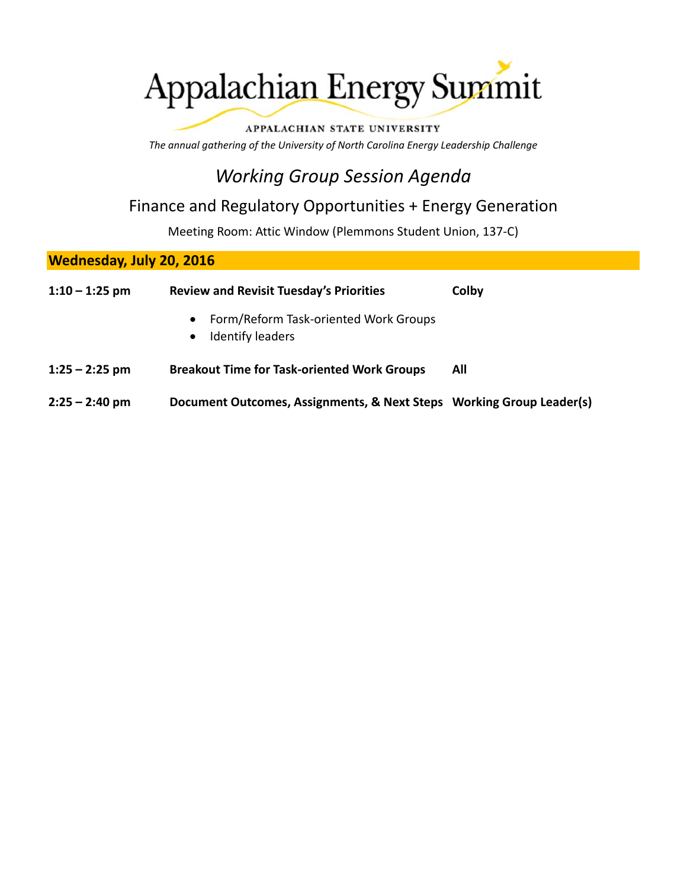# Appalachian Energy Summit

APPALACHIAN STATE UNIVERSITY

*The annual gathering of the University of North Carolina Energy Leadership Challenge*

## *Working Group Session Agenda*

### Finance and Regulatory Opportunities + Energy Generation

Meeting Room: Attic Window (Plemmons Student Union, 137-C)

**Wednesday, July 20, 2016**

| | | |
|---|---|---|
| **1:10 – 1:25 pm** | **Review and Revisit Tuesday's Priorities**<br>• Form/Reform Task-oriented Work Groups<br>• Identify leaders | **Colby** |
| **1:25 – 2:25 pm** | **Breakout Time for Task-oriented Work Groups** | **All** |
| **2:25 – 2:40 pm** | **Document Outcomes, Assignments, & Next Steps** | **Working Group Leader(s)** |